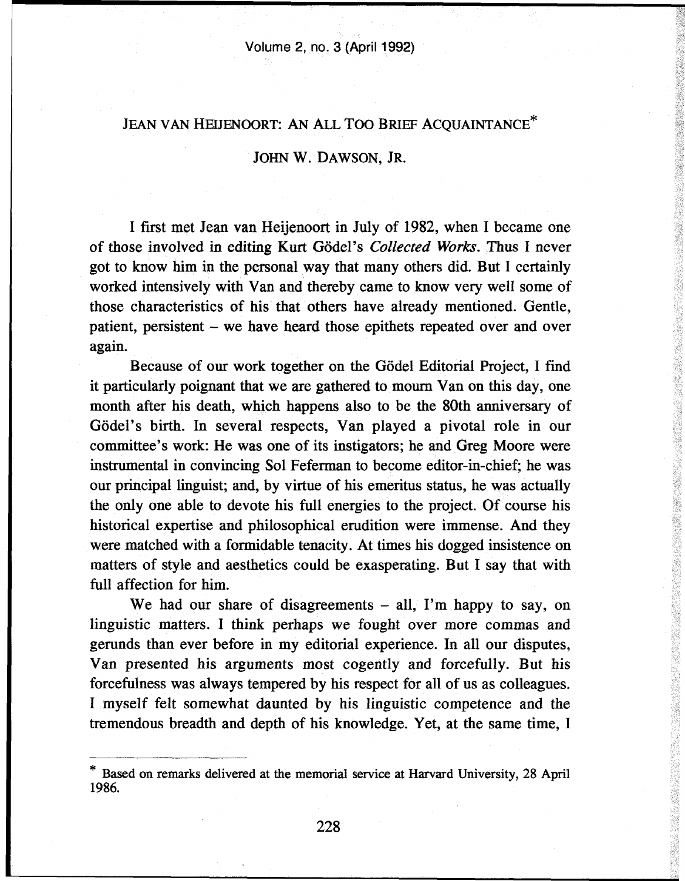# JEAN VAN HEIJENOORT: AN ALL TOO BRIEF ACQUAINTANCE*

## JOHN W. DAWSON, JR.

I first met Jean van Heijenoort in July of 1982, when I became one of those involved in editing Kurt Gödel's *Collected Works*. Thus I never got to know him in the personal way that many others did. But I certainly worked intensively with Van and thereby came to know very well some of those characteristics of his that others have already mentioned. Gentle, patient, persistent – we have heard those epithets repeated over and over again.

Because of our work together on the Gödel Editorial Project, I find it particularly poignant that we are gathered to mourn Van on this day, one month after his death, which happens also to be the 80th anniversary of Gödel's birth. In several respects, Van played a pivotal role in our committee's work: He was one of its instigators; he and Greg Moore were instrumental in convincing Sol Feferman to become editor-in-chief; he was our principal linguist; and, by virtue of his emeritus status, he was actually the only one able to devote his full energies to the project. Of course his historical expertise and philosophical erudition were immense. And they were matched with a formidable tenacity. At times his dogged insistence on matters of style and aesthetics could be exasperating. But I say that with full affection for him.

We had our share of disagreements – all, I'm happy to say, on linguistic matters. I think perhaps we fought over more commas and gerunds than ever before in my editorial experience. In all our disputes, Van presented his arguments most cogently and forcefully. But his forcefulness was always tempered by his respect for all of us as colleagues. I myself felt somewhat daunted by his linguistic competence and the tremendous breadth and depth of his knowledge. Yet, at the same time, I

---

* Based on remarks delivered at the memorial service at Harvard University, 28 April 1986.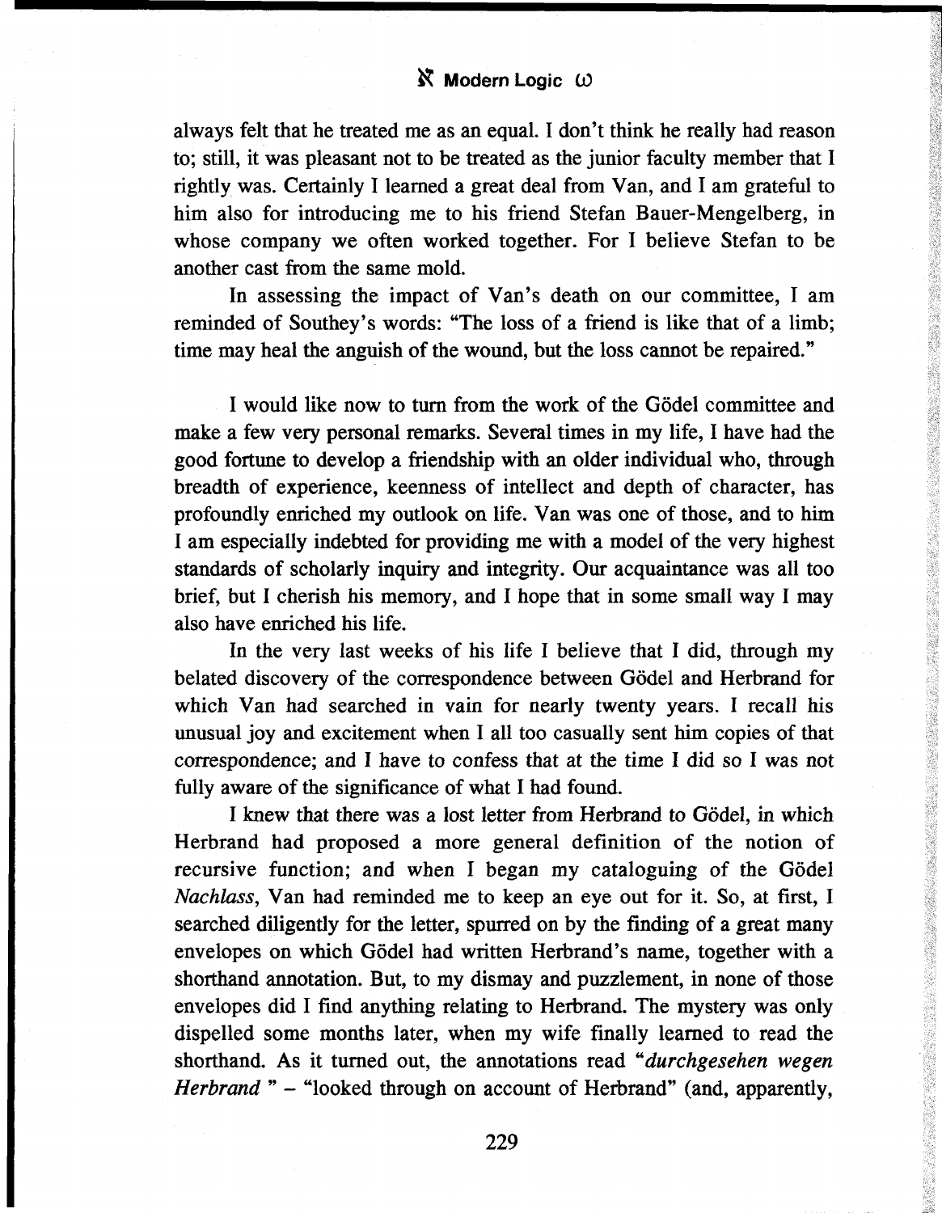always felt that he treated me as an equal. I don't think he really had reason to; still, it was pleasant not to be treated as the junior faculty member that I rightly was. Certainly I learned a great deal from Van, and I am grateful to him also for introducing me to his friend Stefan Bauer-Mengelberg, in whose company we often worked together. For I believe Stefan to be another cast from the same mold.

In assessing the impact of Van's death on our committee, I am reminded of Southey's words: "The loss of a friend is like that of a limb; time may heal the anguish of the wound, but the loss cannot be repaired."

I would like now to turn from the work of the Gödel committee and make a few very personal remarks. Several times in my life, I have had the good fortune to develop a friendship with an older individual who, through breadth of experience, keenness of intellect and depth of character, has profoundly enriched my outlook on life. Van was one of those, and to him I am especially indebted for providing me with a model of the very highest standards of scholarly inquiry and integrity. Our acquaintance was all too brief, but I cherish his memory, and I hope that in some small way I may also have enriched his life.

In the very last weeks of his life I believe that I did, through my belated discovery of the correspondence between Gödel and Herbrand for which Van had searched in vain for nearly twenty years. I recall his unusual joy and excitement when I all too casually sent him copies of that correspondence; and I have to confess that at the time I did so I was not fully aware of the significance of what I had found.

I knew that there was a lost letter from Herbrand to Gödel, in which Herbrand had proposed a more general definition of the notion of recursive function; and when I began my cataloguing of the Gödel *Nachlass*, Van had reminded me to keep an eye out for it. So, at first, I searched diligently for the letter, spurred on by the finding of a great many envelopes on which Gödel had written Herbrand's name, together with a shorthand annotation. But, to my dismay and puzzlement, in none of those envelopes did I find anything relating to Herbrand. The mystery was only dispelled some months later, when my wife finally learned to read the shorthand. As it turned out, the annotations read "*durchgesehen wegen Herbrand* " – "looked through on account of Herbrand" (and, apparently,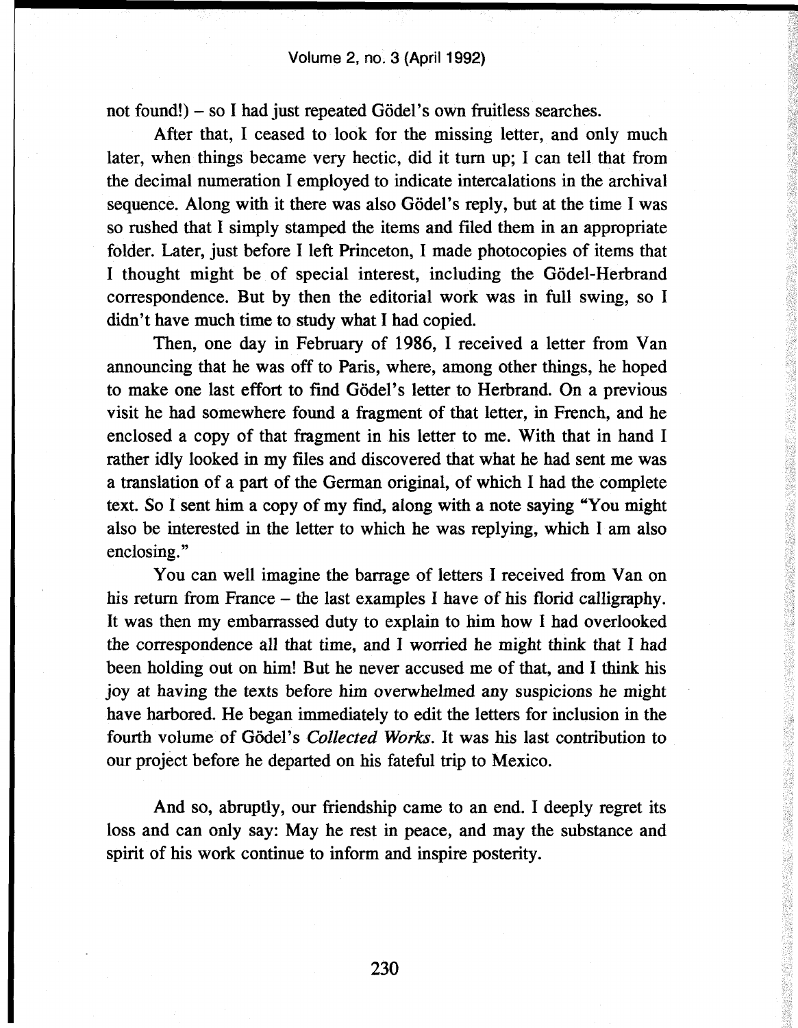not found!) – so I had just repeated Gödel's own fruitless searches.

After that, I ceased to look for the missing letter, and only much later, when things became very hectic, did it turn up; I can tell that from the decimal numeration I employed to indicate intercalations in the archival sequence. Along with it there was also Gödel's reply, but at the time I was so rushed that I simply stamped the items and filed them in an appropriate folder. Later, just before I left Princeton, I made photocopies of items that I thought might be of special interest, including the Gödel-Herbrand correspondence. But by then the editorial work was in full swing, so I didn't have much time to study what I had copied.

Then, one day in February of 1986, I received a letter from Van announcing that he was off to Paris, where, among other things, he hoped to make one last effort to find Gödel's letter to Herbrand. On a previous visit he had somewhere found a fragment of that letter, in French, and he enclosed a copy of that fragment in his letter to me. With that in hand I rather idly looked in my files and discovered that what he had sent me was a translation of a part of the German original, of which I had the complete text. So I sent him a copy of my find, along with a note saying "You might also be interested in the letter to which he was replying, which I am also enclosing."

You can well imagine the barrage of letters I received from Van on his return from France – the last examples I have of his florid calligraphy. It was then my embarrassed duty to explain to him how I had overlooked the correspondence all that time, and I worried he might think that I had been holding out on him! But he never accused me of that, and I think his joy at having the texts before him overwhelmed any suspicions he might have harbored. He began immediately to edit the letters for inclusion in the fourth volume of Gödel's *Collected Works*. It was his last contribution to our project before he departed on his fateful trip to Mexico.

And so, abruptly, our friendship came to an end. I deeply regret its loss and can only say: May he rest in peace, and may the substance and spirit of his work continue to inform and inspire posterity.